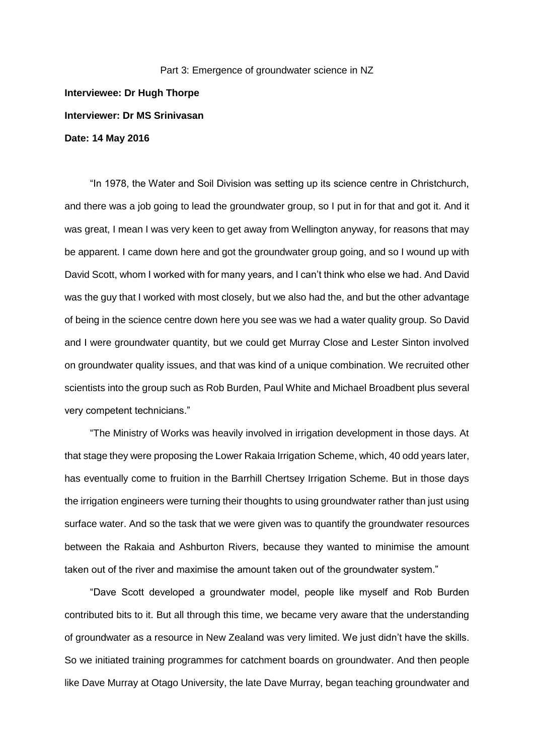Part 3: Emergence of groundwater science in NZ

**Interviewee: Dr Hugh Thorpe**

**Interviewer: Dr MS Srinivasan**

**Date: 14 May 2016**

"In 1978, the Water and Soil Division was setting up its science centre in Christchurch, and there was a job going to lead the groundwater group, so I put in for that and got it. And it was great, I mean I was very keen to get away from Wellington anyway, for reasons that may be apparent. I came down here and got the groundwater group going, and so I wound up with David Scott, whom I worked with for many years, and I can't think who else we had. And David was the guy that I worked with most closely, but we also had the, and but the other advantage of being in the science centre down here you see was we had a water quality group. So David and I were groundwater quantity, but we could get Murray Close and Lester Sinton involved on groundwater quality issues, and that was kind of a unique combination. We recruited other scientists into the group such as Rob Burden, Paul White and Michael Broadbent plus several very competent technicians."

"The Ministry of Works was heavily involved in irrigation development in those days. At that stage they were proposing the Lower Rakaia Irrigation Scheme, which, 40 odd years later, has eventually come to fruition in the Barrhill Chertsey Irrigation Scheme. But in those days the irrigation engineers were turning their thoughts to using groundwater rather than just using surface water. And so the task that we were given was to quantify the groundwater resources between the Rakaia and Ashburton Rivers, because they wanted to minimise the amount taken out of the river and maximise the amount taken out of the groundwater system."

"Dave Scott developed a groundwater model, people like myself and Rob Burden contributed bits to it. But all through this time, we became very aware that the understanding of groundwater as a resource in New Zealand was very limited. We just didn't have the skills. So we initiated training programmes for catchment boards on groundwater. And then people like Dave Murray at Otago University, the late Dave Murray, began teaching groundwater and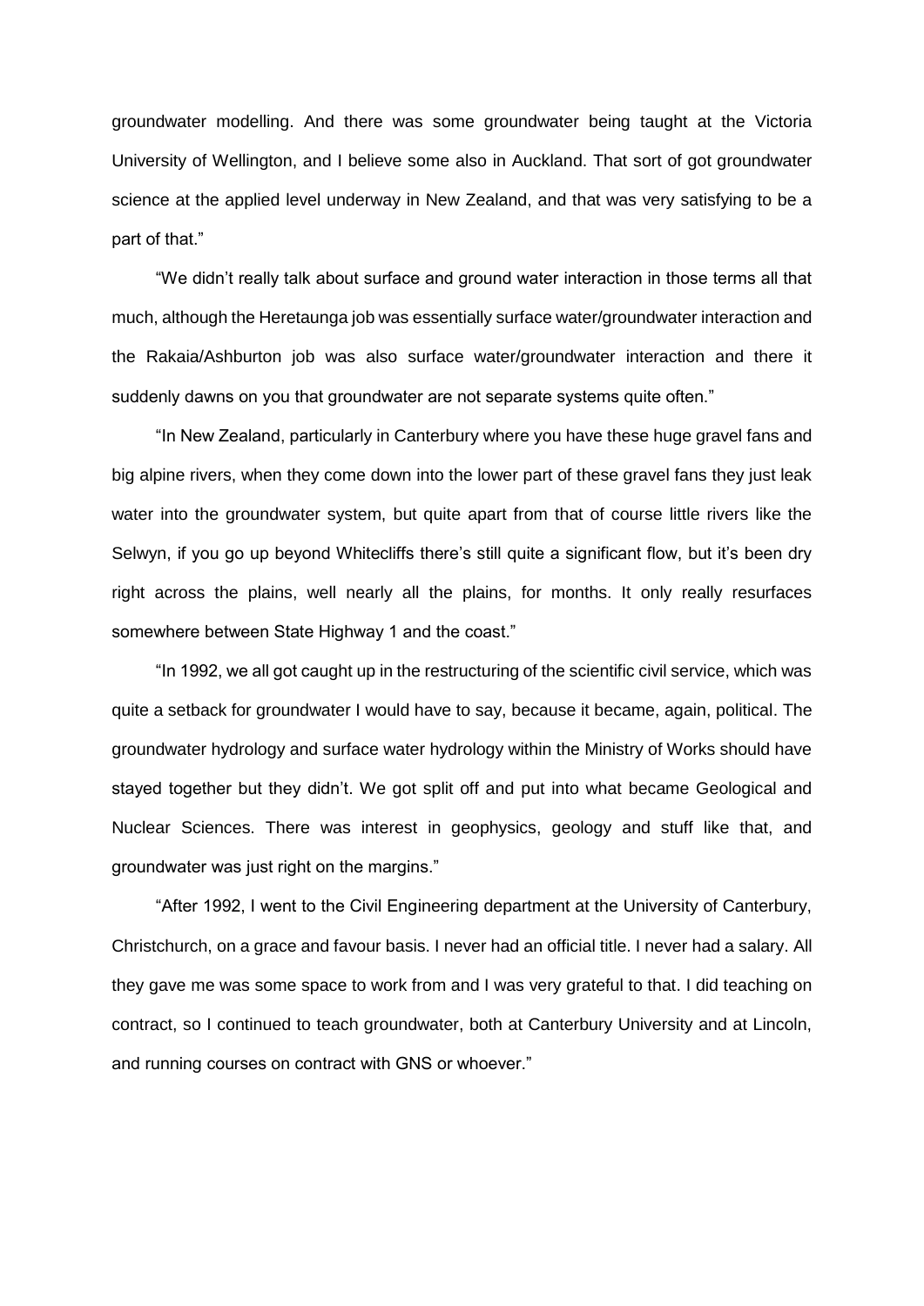groundwater modelling. And there was some groundwater being taught at the Victoria University of Wellington, and I believe some also in Auckland. That sort of got groundwater science at the applied level underway in New Zealand, and that was very satisfying to be a part of that."

"We didn't really talk about surface and ground water interaction in those terms all that much, although the Heretaunga job was essentially surface water/groundwater interaction and the Rakaia/Ashburton job was also surface water/groundwater interaction and there it suddenly dawns on you that groundwater are not separate systems quite often."

"In New Zealand, particularly in Canterbury where you have these huge gravel fans and big alpine rivers, when they come down into the lower part of these gravel fans they just leak water into the groundwater system, but quite apart from that of course little rivers like the Selwyn, if you go up beyond Whitecliffs there's still quite a significant flow, but it's been dry right across the plains, well nearly all the plains, for months. It only really resurfaces somewhere between State Highway 1 and the coast."

"In 1992, we all got caught up in the restructuring of the scientific civil service, which was quite a setback for groundwater I would have to say, because it became, again, political. The groundwater hydrology and surface water hydrology within the Ministry of Works should have stayed together but they didn't. We got split off and put into what became Geological and Nuclear Sciences. There was interest in geophysics, geology and stuff like that, and groundwater was just right on the margins."

"After 1992, I went to the Civil Engineering department at the University of Canterbury, Christchurch, on a grace and favour basis. I never had an official title. I never had a salary. All they gave me was some space to work from and I was very grateful to that. I did teaching on contract, so I continued to teach groundwater, both at Canterbury University and at Lincoln, and running courses on contract with GNS or whoever."